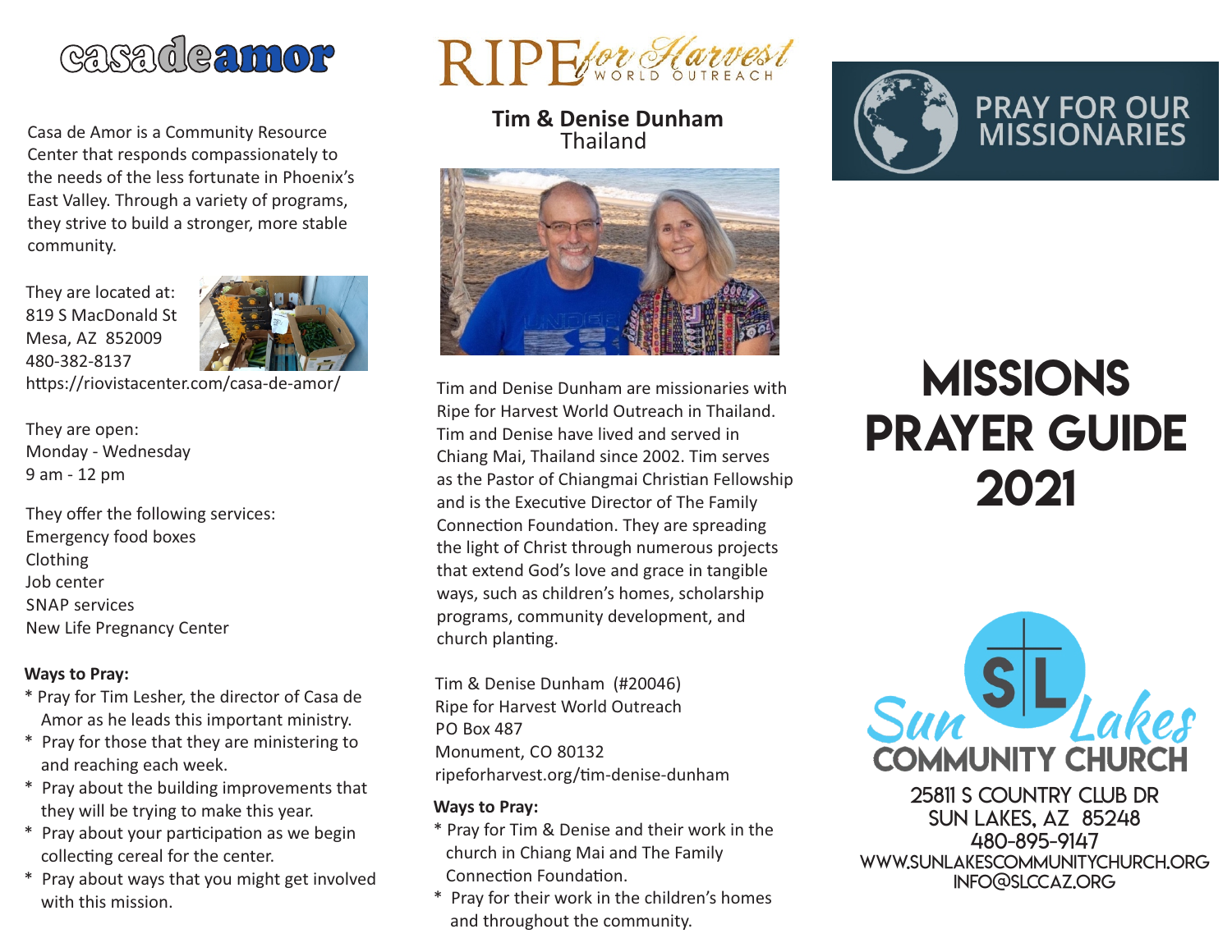# casadeamor

Casa de Amor is a Community Resource Center that responds compassionately to the needs of the less fortunate in Phoenix's East Valley. Through a variety of programs, they strive to build a stronger, more stable community.

They are located at:
819 S MacDonald St
Mesa, AZ 852009
480-382-8137
https://riovistacenter.com/casa-de-amor/

They are open:
Monday - Wednesday
9 am - 12 pm

They offer the following services:
Emergency food boxes
Clothing
Job center
SNAP services
New Life Pregnancy Center

**Ways to Pray:**

* Pray for Tim Lesher, the director of Casa de Amor as he leads this important ministry.
* Pray for those that they are ministering to and reaching each week.
* Pray about the building improvements that they will be trying to make this year.
* Pray about your participation as we begin collecting cereal for the center.
* Pray about ways that you might get involved with this mission.

# RIPE for Harvest WORLD OUTREACH

**Tim & Denise Dunham**
Thailand

Tim and Denise Dunham are missionaries with Ripe for Harvest World Outreach in Thailand. Tim and Denise have lived and served in Chiang Mai, Thailand since 2002. Tim serves as the Pastor of Chiangmai Christian Fellowship and is the Executive Director of The Family Connection Foundation. They are spreading the light of Christ through numerous projects that extend God's love and grace in tangible ways, such as children's homes, scholarship programs, community development, and church planting.

Tim & Denise Dunham (#20046)
Ripe for Harvest World Outreach
PO Box 487
Monument, CO 80132
ripeforharvest.org/tim-denise-dunham

**Ways to Pray:**

* Pray for Tim & Denise and their work in the church in Chiang Mai and The Family Connection Foundation.
* Pray for their work in the children's homes and throughout the community.

# PRAY FOR OUR MISSIONARIES

# MISSIONS PRAYER GUIDE 2021

Sun Lakes COMMUNITY CHURCH

25811 S COUNTRY CLUB DR
SUN LAKES, AZ 85248
480-895-9147
WWW.SUNLAKESCOMMUNITYCHURCH.ORG
INFO@SLCCAZ.ORG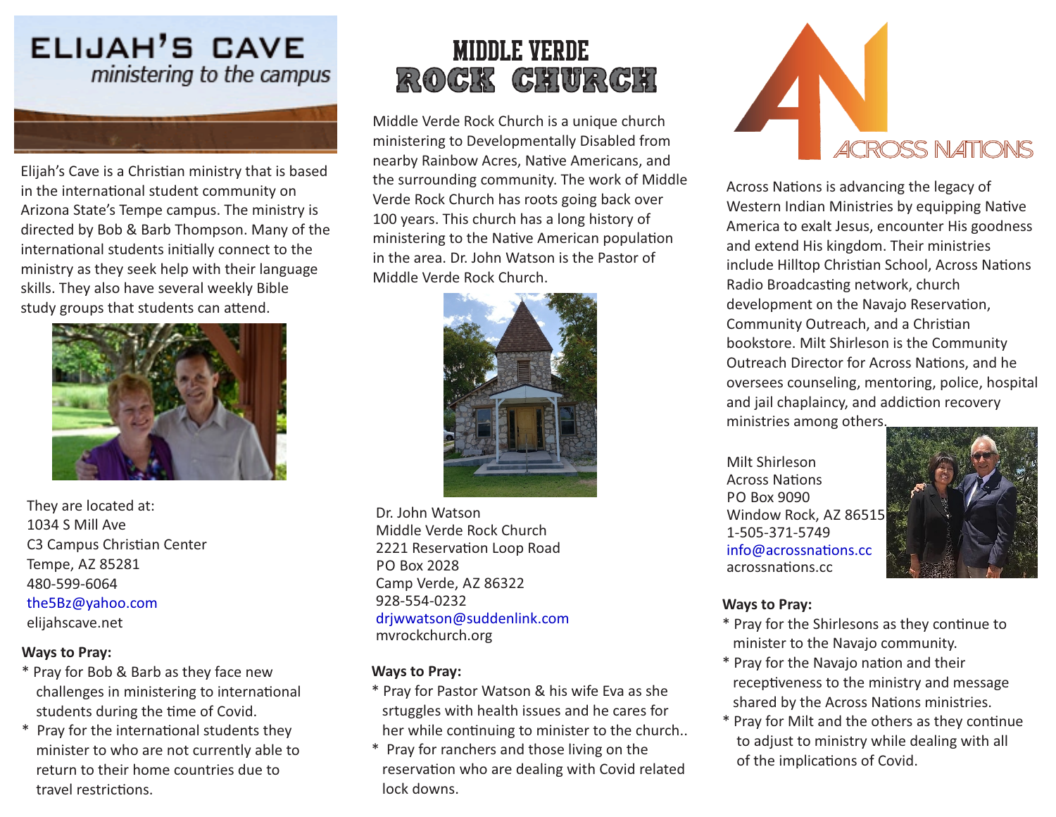# ELIJAH'S CAVE

*ministering to the campus*

Elijah's Cave is a Christian ministry that is based in the international student community on Arizona State's Tempe campus. The ministry is directed by Bob & Barb Thompson. Many of the international students initially connect to the ministry as they seek help with their language skills. They also have several weekly Bible study groups that students can attend.

They are located at:
1034 S Mill Ave
C3 Campus Christian Center
Tempe, AZ 85281
480-599-6064
the5Bz@yahoo.com
elijahscave.net

**Ways to Pray:**

* Pray for Bob & Barb as they face new challenges in ministering to international students during the time of Covid.
* Pray for the international students they minister to who are not currently able to return to their home countries due to travel restrictions.

# MIDDLE VERDE ROCK CHURCH

Middle Verde Rock Church is a unique church ministering to Developmentally Disabled from nearby Rainbow Acres, Native Americans, and the surrounding community. The work of Middle Verde Rock Church has roots going back over 100 years. This church has a long history of ministering to the Native American population in the area. Dr. John Watson is the Pastor of Middle Verde Rock Church.

Dr. John Watson
Middle Verde Rock Church
2221 Reservation Loop Road
PO Box 2028
Camp Verde, AZ 86322
928-554-0232
drjwwatson@suddenlink.com
mvrockchurch.org

**Ways to Pray:**

* Pray for Pastor Watson & his wife Eva as she srtuggles with health issues and he cares for her while continuing to minister to the church..
* Pray for ranchers and those living on the reservation who are dealing with Covid related lock downs.

# ACROSS NATIONS

Across Nations is advancing the legacy of Western Indian Ministries by equipping Native America to exalt Jesus, encounter His goodness and extend His kingdom. Their ministries include Hilltop Christian School, Across Nations Radio Broadcasting network, church development on the Navajo Reservation, Community Outreach, and a Christian bookstore. Milt Shirleson is the Community Outreach Director for Across Nations, and he oversees counseling, mentoring, police, hospital and jail chaplaincy, and addiction recovery ministries among others.

Milt Shirleson
Across Nations
PO Box 9090
Window Rock, AZ 86515
1-505-371-5749
info@acrossnations.cc
acrossnations.cc

**Ways to Pray:**

* Pray for the Shirlesons as they continue to minister to the Navajo community.
* Pray for the Navajo nation and their receptiveness to the ministry and message shared by the Across Nations ministries.
* Pray for Milt and the others as they continue to adjust to ministry while dealing with all of the implications of Covid.